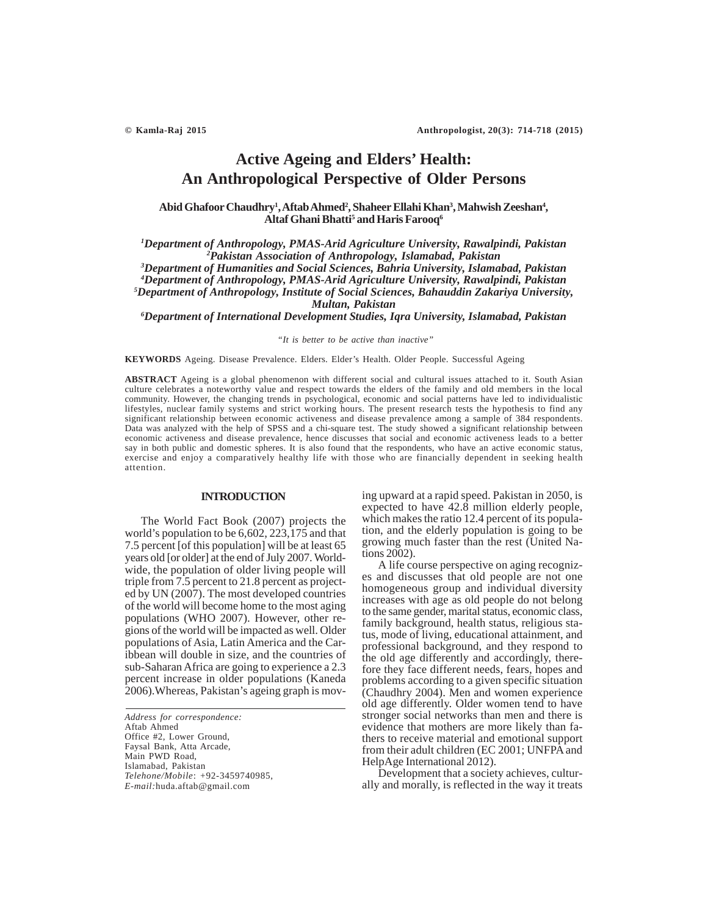# Active Ageing and Elders' Health: An Anthropological Perspective of Older Persons

**Abid Ghafoor Chaudhry[1], Aftab Ahmed[2], Shaheer Ellahi Khan[3], Mahwish Zeeshan[4], Altaf Ghani Bhatti[5] and Haris Farooq[6]**

*[1]Department of Anthropology, PMAS-Arid Agriculture University, Rawalpindi, Pakistan*
*[2]Pakistan Association of Anthropology, Islamabad, Pakistan*
*[3]Department of Humanities and Social Sciences, Bahria University, Islamabad, Pakistan*
*[4]Department of Anthropology, PMAS-Arid Agriculture University, Rawalpindi, Pakistan*
*[5]Department of Anthropology, Institute of Social Sciences, Bahauddin Zakariya University, Multan, Pakistan*
*[6]Department of International Development Studies, Iqra University, Islamabad, Pakistan*

*"It is better to be active than inactive"*

**KEYWORDS** Ageing. Disease Prevalence. Elders. Elder's Health. Older People. Successful Ageing

**ABSTRACT** Ageing is a global phenomenon with different social and cultural issues attached to it. South Asian culture celebrates a noteworthy value and respect towards the elders of the family and old members in the local community. However, the changing trends in psychological, economic and social patterns have led to individualistic lifestyles, nuclear family systems and strict working hours. The present research tests the hypothesis to find any significant relationship between economic activeness and disease prevalence among a sample of 384 respondents. Data was analyzed with the help of SPSS and a chi-square test. The study showed a significant relationship between economic activeness and disease prevalence, hence discusses that social and economic activeness leads to a better say in both public and domestic spheres. It is also found that the respondents, who have an active economic status, exercise and enjoy a comparatively healthy life with those who are financially dependent in seeking health attention.

## INTRODUCTION

The World Fact Book (2007) projects the world's population to be 6,602, 223,175 and that 7.5 percent [of this population] will be at least 65 years old [or older] at the end of July 2007. Worldwide, the population of older living people will triple from 7.5 percent to 21.8 percent as projected by UN (2007). The most developed countries of the world will become home to the most aging populations (WHO 2007). However, other regions of the world will be impacted as well. Older populations of Asia, Latin America and the Caribbean will double in size, and the countries of sub-Saharan Africa are going to experience a 2.3 percent increase in older populations (Kaneda 2006).Whereas, Pakistan's ageing graph is moving upward at a rapid speed. Pakistan in 2050, is expected to have 42.8 million elderly people, which makes the ratio 12.4 percent of its population, and the elderly population is going to be growing much faster than the rest (United Nations 2002).

A life course perspective on aging recognizes and discusses that old people are not one homogeneous group and individual diversity increases with age as old people do not belong to the same gender, marital status, economic class, family background, health status, religious status, mode of living, educational attainment, and professional background, and they respond to the old age differently and accordingly, therefore they face different needs, fears, hopes and problems according to a given specific situation (Chaudhry 2004). Men and women experience old age differently. Older women tend to have stronger social networks than men and there is evidence that mothers are more likely than fathers to receive material and emotional support from their adult children (EC 2001; UNFPA and HelpAge International 2012).

Development that a society achieves, culturally and morally, is reflected in the way it treats

*Address for correspondence:*
Aftab Ahmed
Office #2, Lower Ground,
Faysal Bank, Atta Arcade,
Main PWD Road,
Islamabad, Pakistan
*Telehone/Mobile*: +92-3459740985,
*E-mail:*huda.aftab@gmail.com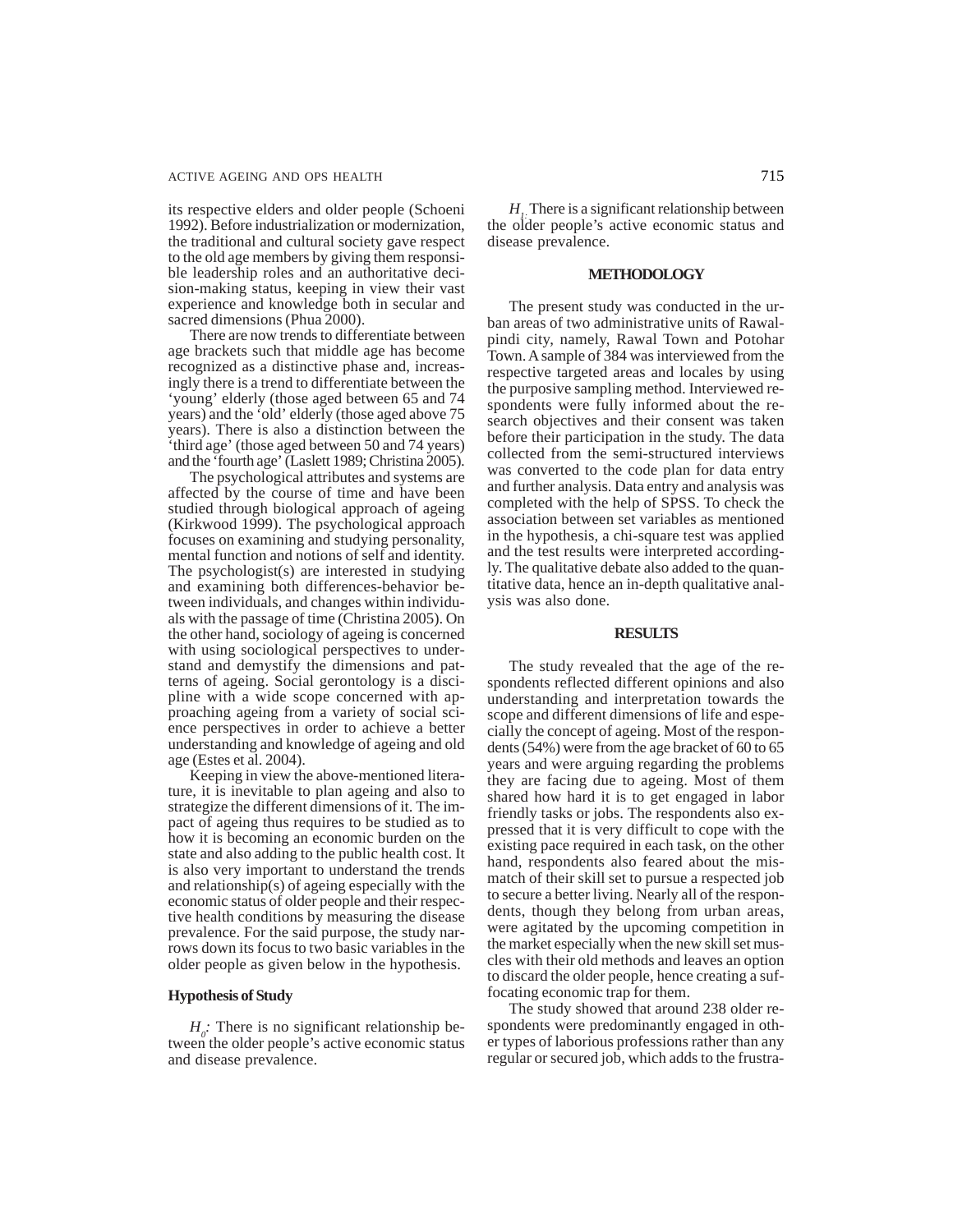its respective elders and older people (Schoeni 1992). Before industrialization or modernization, the traditional and cultural society gave respect to the old age members by giving them responsible leadership roles and an authoritative decision-making status, keeping in view their vast experience and knowledge both in secular and sacred dimensions (Phua 2000).

There are now trends to differentiate between age brackets such that middle age has become recognized as a distinctive phase and, increasingly there is a trend to differentiate between the 'young' elderly (those aged between 65 and 74 years) and the 'old' elderly (those aged above 75 years). There is also a distinction between the 'third age' (those aged between 50 and 74 years) and the 'fourth age' (Laslett 1989; Christina 2005).

The psychological attributes and systems are affected by the course of time and have been studied through biological approach of ageing (Kirkwood 1999). The psychological approach focuses on examining and studying personality, mental function and notions of self and identity. The psychologist(s) are interested in studying and examining both differences-behavior between individuals, and changes within individuals with the passage of time (Christina 2005). On the other hand, sociology of ageing is concerned with using sociological perspectives to understand and demystify the dimensions and patterns of ageing. Social gerontology is a discipline with a wide scope concerned with approaching ageing from a variety of social science perspectives in order to achieve a better understanding and knowledge of ageing and old age (Estes et al. 2004).

Keeping in view the above-mentioned literature, it is inevitable to plan ageing and also to strategize the different dimensions of it. The impact of ageing thus requires to be studied as to how it is becoming an economic burden on the state and also adding to the public health cost. It is also very important to understand the trends and relationship(s) of ageing especially with the economic status of older people and their respective health conditions by measuring the disease prevalence. For the said purpose, the study narrows down its focus to two basic variables in the older people as given below in the hypothesis.

### Hypothesis of Study

$H_0$: There is no significant relationship between the older people's active economic status and disease prevalence.

$H_1$: There is a significant relationship between the older people's active economic status and disease prevalence.

## METHODOLOGY

The present study was conducted in the urban areas of two administrative units of Rawalpindi city, namely, Rawal Town and Potohar Town. A sample of 384 was interviewed from the respective targeted areas and locales by using the purposive sampling method. Interviewed respondents were fully informed about the research objectives and their consent was taken before their participation in the study. The data collected from the semi-structured interviews was converted to the code plan for data entry and further analysis. Data entry and analysis was completed with the help of SPSS. To check the association between set variables as mentioned in the hypothesis, a chi-square test was applied and the test results were interpreted accordingly. The qualitative debate also added to the quantitative data, hence an in-depth qualitative analysis was also done.

## RESULTS

The study revealed that the age of the respondents reflected different opinions and also understanding and interpretation towards the scope and different dimensions of life and especially the concept of ageing. Most of the respondents (54%) were from the age bracket of 60 to 65 years and were arguing regarding the problems they are facing due to ageing. Most of them shared how hard it is to get engaged in labor friendly tasks or jobs. The respondents also expressed that it is very difficult to cope with the existing pace required in each task, on the other hand, respondents also feared about the mismatch of their skill set to pursue a respected job to secure a better living. Nearly all of the respondents, though they belong from urban areas, were agitated by the upcoming competition in the market especially when the new skill set muscles with their old methods and leaves an option to discard the older people, hence creating a suffocating economic trap for them.

The study showed that around 238 older respondents were predominantly engaged in other types of laborious professions rather than any regular or secured job, which adds to the frustra-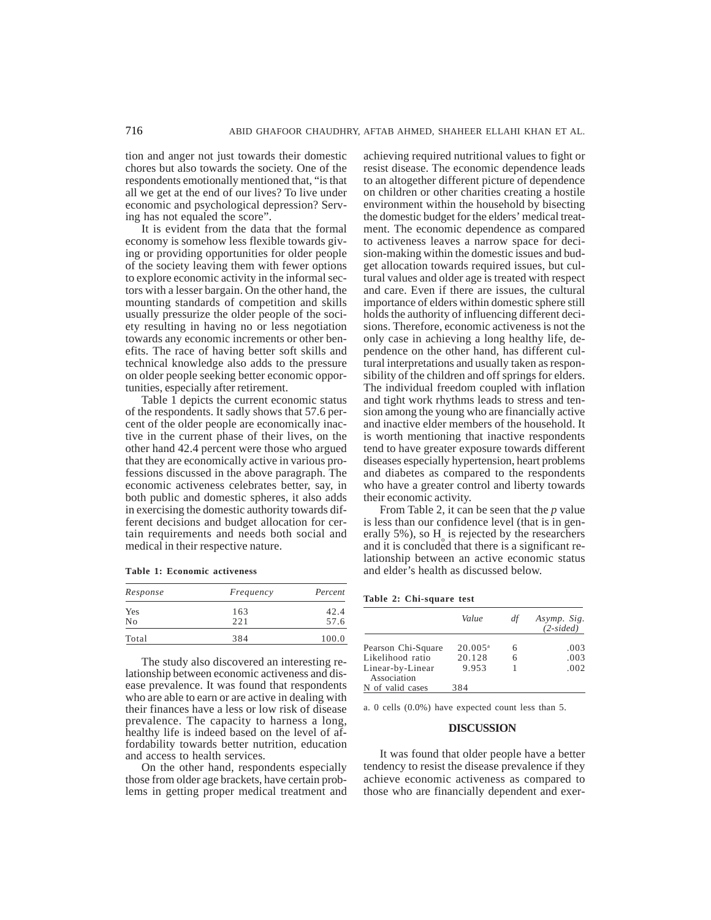tion and anger not just towards their domestic chores but also towards the society. One of the respondents emotionally mentioned that, "is that all we get at the end of our lives? To live under economic and psychological depression? Serving has not equaled the score".

It is evident from the data that the formal economy is somehow less flexible towards giving or providing opportunities for older people of the society leaving them with fewer options to explore economic activity in the informal sectors with a lesser bargain. On the other hand, the mounting standards of competition and skills usually pressurize the older people of the society resulting in having no or less negotiation towards any economic increments or other benefits. The race of having better soft skills and technical knowledge also adds to the pressure on older people seeking better economic opportunities, especially after retirement.

Table 1 depicts the current economic status of the respondents. It sadly shows that 57.6 percent of the older people are economically inactive in the current phase of their lives, on the other hand 42.4 percent were those who argued that they are economically active in various professions discussed in the above paragraph. The economic activeness celebrates better, say, in both public and domestic spheres, it also adds in exercising the domestic authority towards different decisions and budget allocation for certain requirements and needs both social and medical in their respective nature.

**Table 1: Economic activeness**

| *Response* | *Frequency* | *Percent* |
|---|---|---|
| Yes | 163 | 42.4 |
| No | 221 | 57.6 |
| Total | 384 | 100.0 |

The study also discovered an interesting relationship between economic activeness and disease prevalence. It was found that respondents who are able to earn or are active in dealing with their finances have a less or low risk of disease prevalence. The capacity to harness a long, healthy life is indeed based on the level of affordability towards better nutrition, education and access to health services.

On the other hand, respondents especially those from older age brackets, have certain problems in getting proper medical treatment and achieving required nutritional values to fight or resist disease. The economic dependence leads to an altogether different picture of dependence on children or other charities creating a hostile environment within the household by bisecting the domestic budget for the elders' medical treatment. The economic dependence as compared to activeness leaves a narrow space for decision-making within the domestic issues and budget allocation towards required issues, but cultural values and older age is treated with respect and care. Even if there are issues, the cultural importance of elders within domestic sphere still holds the authority of influencing different decisions. Therefore, economic activeness is not the only case in achieving a long healthy life, dependence on the other hand, has different cultural interpretations and usually taken as responsibility of the children and off springs for elders. The individual freedom coupled with inflation and tight work rhythms leads to stress and tension among the young who are financially active and inactive elder members of the household. It is worth mentioning that inactive respondents tend to have greater exposure towards different diseases especially hypertension, heart problems and diabetes as compared to the respondents who have a greater control and liberty towards their economic activity.

From Table 2, it can be seen that the *p* value is less than our confidence level (that is in generally 5%), so $H_o$ is rejected by the researchers and it is concluded that there is a significant relationship between an active economic status and elder's health as discussed below.

**Table 2: Chi-square test**

| | *Value* | *df* | *Asymp. Sig. (2-sided)* |
|---|---|---|---|
| Pearson Chi-Square | 20.005[a] | 6 | .003 |
| Likelihood ratio | 20.128 | 6 | .003 |
| Linear-by-Linear Association | 9.953 | 1 | .002 |
| N of valid cases | 384 | | |

a. 0 cells (0.0%) have expected count less than 5.

## DISCUSSION

It was found that older people have a better tendency to resist the disease prevalence if they achieve economic activeness as compared to those who are financially dependent and exer-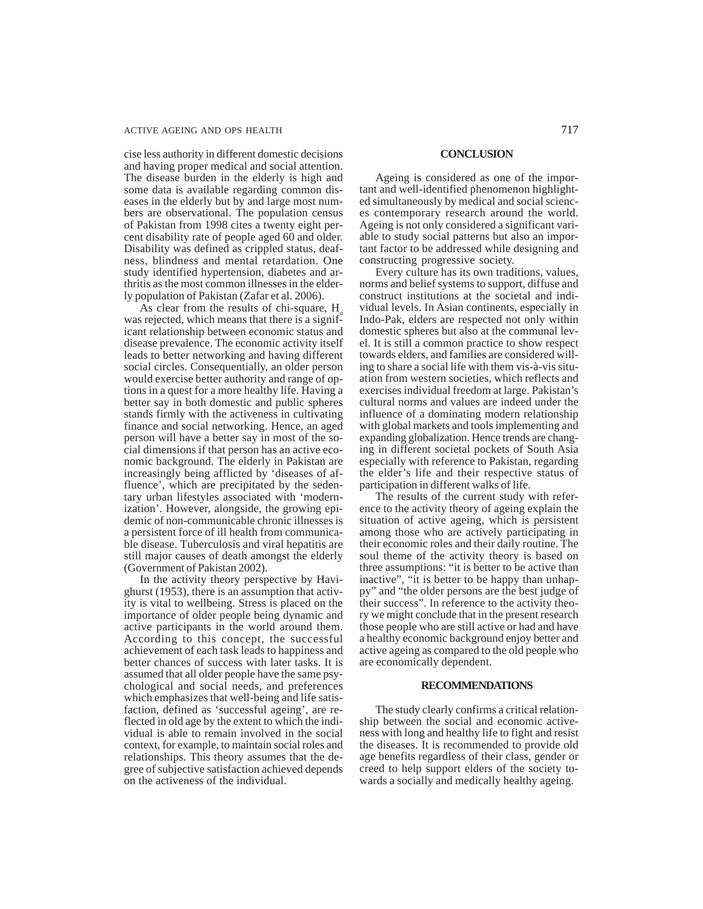cise less authority in different domestic decisions and having proper medical and social attention. The disease burden in the elderly is high and some data is available regarding common diseases in the elderly but by and large most numbers are observational. The population census of Pakistan from 1998 cites a twenty eight percent disability rate of people aged 60 and older. Disability was defined as crippled status, deafness, blindness and mental retardation. One study identified hypertension, diabetes and arthritis as the most common illnesses in the elderly population of Pakistan (Zafar et al. 2006).

As clear from the results of chi-square, $H_o$ was rejected, which means that there is a significant relationship between economic status and disease prevalence. The economic activity itself leads to better networking and having different social circles. Consequentially, an older person would exercise better authority and range of options in a quest for a more healthy life. Having a better say in both domestic and public spheres stands firmly with the activeness in cultivating finance and social networking. Hence, an aged person will have a better say in most of the social dimensions if that person has an active economic background. The elderly in Pakistan are increasingly being afflicted by 'diseases of affluence', which are precipitated by the sedentary urban lifestyles associated with 'modernization'. However, alongside, the growing epidemic of non-communicable chronic illnesses is a persistent force of ill health from communicable disease. Tuberculosis and viral hepatitis are still major causes of death amongst the elderly (Government of Pakistan 2002).

In the activity theory perspective by Havighurst (1953), there is an assumption that activity is vital to wellbeing. Stress is placed on the importance of older people being dynamic and active participants in the world around them. According to this concept, the successful achievement of each task leads to happiness and better chances of success with later tasks. It is assumed that all older people have the same psychological and social needs, and preferences which emphasizes that well-being and life satisfaction, defined as 'successful ageing', are reflected in old age by the extent to which the individual is able to remain involved in the social context, for example, to maintain social roles and relationships. This theory assumes that the degree of subjective satisfaction achieved depends on the activeness of the individual.

## CONCLUSION

Ageing is considered as one of the important and well-identified phenomenon highlighted simultaneously by medical and social sciences contemporary research around the world. Ageing is not only considered a significant variable to study social patterns but also an important factor to be addressed while designing and constructing progressive society.

Every culture has its own traditions, values, norms and belief systems to support, diffuse and construct institutions at the societal and individual levels. In Asian continents, especially in Indo-Pak, elders are respected not only within domestic spheres but also at the communal level. It is still a common practice to show respect towards elders, and families are considered willing to share a social life with them vis-à-vis situation from western societies, which reflects and exercises individual freedom at large. Pakistan's cultural norms and values are indeed under the influence of a dominating modern relationship with global markets and tools implementing and expanding globalization. Hence trends are changing in different societal pockets of South Asia especially with reference to Pakistan, regarding the elder's life and their respective status of participation in different walks of life.

The results of the current study with reference to the activity theory of ageing explain the situation of active ageing, which is persistent among those who are actively participating in their economic roles and their daily routine. The soul theme of the activity theory is based on three assumptions: "it is better to be active than inactive", "it is better to be happy than unhappy" and "the older persons are the best judge of their success". In reference to the activity theory we might conclude that in the present research those people who are still active or had and have a healthy economic background enjoy better and active ageing as compared to the old people who are economically dependent.

## RECOMMENDATIONS

The study clearly confirms a critical relationship between the social and economic activeness with long and healthy life to fight and resist the diseases. It is recommended to provide old age benefits regardless of their class, gender or creed to help support elders of the society towards a socially and medically healthy ageing.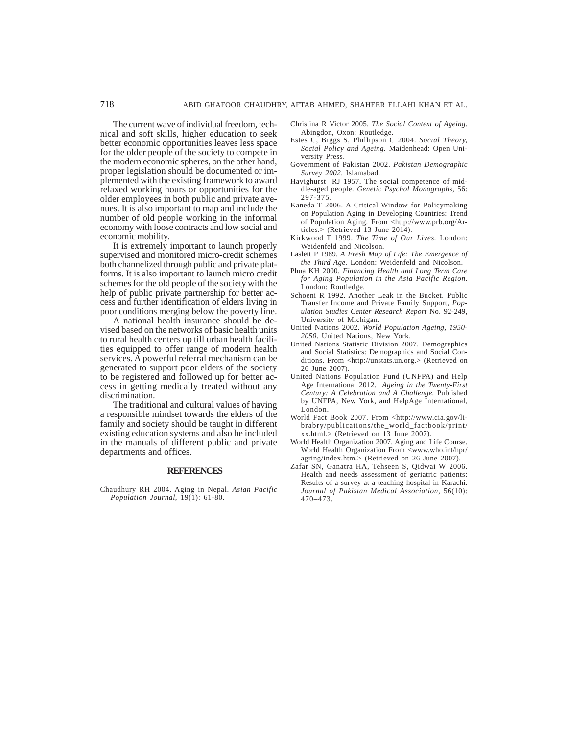The current wave of individual freedom, technical and soft skills, higher education to seek better economic opportunities leaves less space for the older people of the society to compete in the modern economic spheres, on the other hand, proper legislation should be documented or implemented with the existing framework to award relaxed working hours or opportunities for the older employees in both public and private avenues. It is also important to map and include the number of old people working in the informal economy with loose contracts and low social and economic mobility.

It is extremely important to launch properly supervised and monitored micro-credit schemes both channelized through public and private platforms. It is also important to launch micro credit schemes for the old people of the society with the help of public private partnership for better access and further identification of elders living in poor conditions merging below the poverty line.

A national health insurance should be devised based on the networks of basic health units to rural health centers up till urban health facilities equipped to offer range of modern health services. A powerful referral mechanism can be generated to support poor elders of the society to be registered and followed up for better access in getting medically treated without any discrimination.

The traditional and cultural values of having a responsible mindset towards the elders of the family and society should be taught in different existing education systems and also be included in the manuals of different public and private departments and offices.

## REFERENCES

Chaudhury RH 2004. Aging in Nepal. *Asian Pacific Population Journal*, 19(1): 61-80.

Christina R Victor 2005. *The Social Context of Ageing*. Abingdon, Oxon: Routledge.

Estes C, Biggs S, Phillipson C 2004. *Social Theory, Social Policy and Ageing.* Maidenhead: Open University Press.

Government of Pakistan 2002. *Pakistan Demographic Survey 2002*. Islamabad.

Havighurst RJ 1957. The social competence of middle-aged people. *Genetic Psychol Monographs*, 56: 297-375.

Kaneda T 2006. A Critical Window for Policymaking on Population Aging in Developing Countries: Trend of Population Aging. From <http://www.prb.org/Articles.> (Retrieved 13 June 2014).

Kirkwood T 1999. *The Time of Our Lives*. London: Weidenfeld and Nicolson.

Laslett P 1989. *A Fresh Map of Life: The Emergence of the Third Age.* London: Weidenfeld and Nicolson.

Phua KH 2000. *Financing Health and Long Term Care for Aging Population in the Asia Pacific Region.* London: Routledge.

Schoeni R 1992. Another Leak in the Bucket. Public Transfer Income and Private Family Support, *Population Studies Center Research Report* No. 92-249, University of Michigan.

United Nations 2002. *World Population Ageing, 1950-2050*. United Nations, New York.

United Nations Statistic Division 2007. Demographics and Social Statistics: Demographics and Social Conditions. From <http://unstats.un.org.> (Retrieved on 26 June 2007).

United Nations Population Fund (UNFPA) and Help Age International 2012. *Ageing in the Twenty-First Century: A Celebration and A Challenge.* Published by UNFPA, New York, and HelpAge International, London.

World Fact Book 2007. From <http://www.cia.gov/librabry/publications/the_world_factbook/print/xx.html.> (Retrieved on 13 June 2007).

World Health Organization 2007. Aging and Life Course. World Health Organization From <www.who.int/hpr/agring/index.htm.> (Retrieved on 26 June 2007).

Zafar SN, Ganatra HA, Tehseen S, Qidwai W 2006. Health and needs assessment of geriatric patients: Results of a survey at a teaching hospital in Karachi. *Journal of Pakistan Medical Association*, 56(10): 470–473.